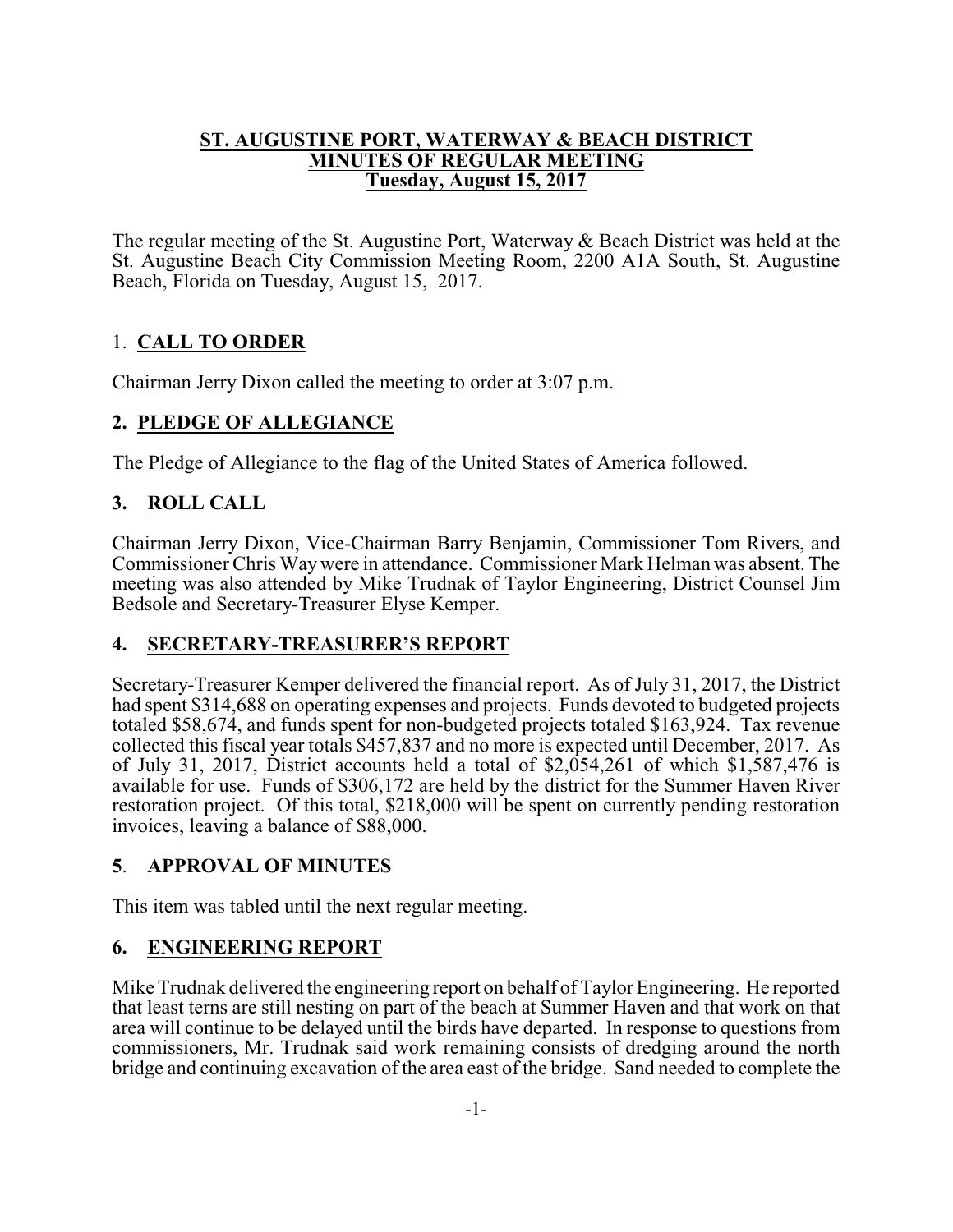# ST. AUGUSTINE PORT, WATERWAY & BEACH DISTRICT
## MINUTES OF REGULAR MEETING
### Tuesday, August 15, 2017

The regular meeting of the St. Augustine Port, Waterway & Beach District was held at the St. Augustine Beach City Commission Meeting Room, 2200 A1A South, St. Augustine Beach, Florida on Tuesday, August 15, 2017.

## 1. CALL TO ORDER

Chairman Jerry Dixon called the meeting to order at 3:07 p.m.

## 2. PLEDGE OF ALLEGIANCE

The Pledge of Allegiance to the flag of the United States of America followed.

## 3. ROLL CALL

Chairman Jerry Dixon, Vice-Chairman Barry Benjamin, Commissioner Tom Rivers, and Commissioner Chris Way were in attendance. Commissioner Mark Helman was absent. The meeting was also attended by Mike Trudnak of Taylor Engineering, District Counsel Jim Bedsole and Secretary-Treasurer Elyse Kemper.

## 4. SECRETARY-TREASURER'S REPORT

Secretary-Treasurer Kemper delivered the financial report. As of July 31, 2017, the District had spent $314,688 on operating expenses and projects. Funds devoted to budgeted projects totaled $58,674, and funds spent for non-budgeted projects totaled $163,924. Tax revenue collected this fiscal year totals $457,837 and no more is expected until December, 2017. As of July 31, 2017, District accounts held a total of $2,054,261 of which $1,587,476 is available for use. Funds of $306,172 are held by the district for the Summer Haven River restoration project. Of this total, $218,000 will be spent on currently pending restoration invoices, leaving a balance of $88,000.

## 5. APPROVAL OF MINUTES

This item was tabled until the next regular meeting.

## 6. ENGINEERING REPORT

Mike Trudnak delivered the engineering report on behalf of Taylor Engineering. He reported that least terns are still nesting on part of the beach at Summer Haven and that work on that area will continue to be delayed until the birds have departed. In response to questions from commissioners, Mr. Trudnak said work remaining consists of dredging around the north bridge and continuing excavation of the area east of the bridge. Sand needed to complete the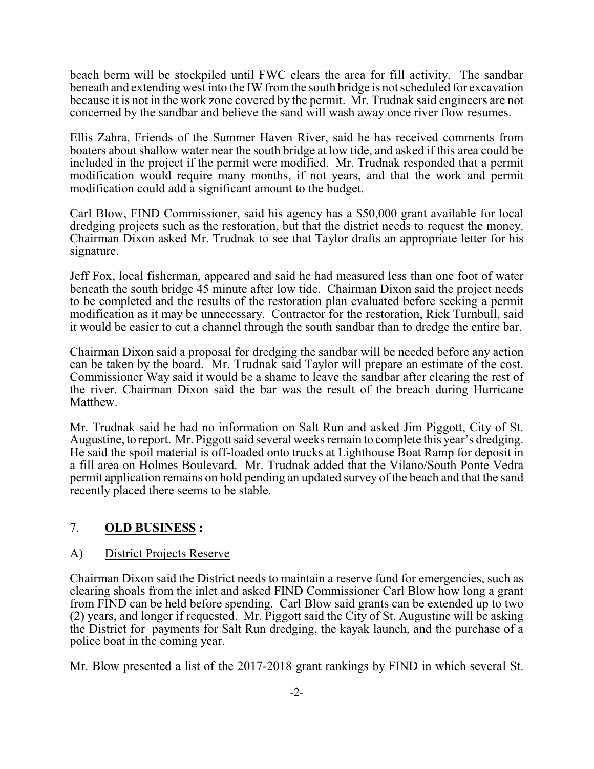beach berm will be stockpiled until FWC clears the area for fill activity. The sandbar beneath and extending west into the IW from the south bridge is not scheduled for excavation because it is not in the work zone covered by the permit. Mr. Trudnak said engineers are not concerned by the sandbar and believe the sand will wash away once river flow resumes.

Ellis Zahra, Friends of the Summer Haven River, said he has received comments from boaters about shallow water near the south bridge at low tide, and asked if this area could be included in the project if the permit were modified. Mr. Trudnak responded that a permit modification would require many months, if not years, and that the work and permit modification could add a significant amount to the budget.

Carl Blow, FIND Commissioner, said his agency has a $50,000 grant available for local dredging projects such as the restoration, but that the district needs to request the money. Chairman Dixon asked Mr. Trudnak to see that Taylor drafts an appropriate letter for his signature.

Jeff Fox, local fisherman, appeared and said he had measured less than one foot of water beneath the south bridge 45 minute after low tide. Chairman Dixon said the project needs to be completed and the results of the restoration plan evaluated before seeking a permit modification as it may be unnecessary. Contractor for the restoration, Rick Turnbull, said it would be easier to cut a channel through the south sandbar than to dredge the entire bar.

Chairman Dixon said a proposal for dredging the sandbar will be needed before any action can be taken by the board. Mr. Trudnak said Taylor will prepare an estimate of the cost. Commissioner Way said it would be a shame to leave the sandbar after clearing the rest of the river. Chairman Dixon said the bar was the result of the breach during Hurricane Matthew.

Mr. Trudnak said he had no information on Salt Run and asked Jim Piggott, City of St. Augustine, to report. Mr. Piggott said several weeks remain to complete this year's dredging. He said the spoil material is off-loaded onto trucks at Lighthouse Boat Ramp for deposit in a fill area on Holmes Boulevard. Mr. Trudnak added that the Vilano/South Ponte Vedra permit application remains on hold pending an updated survey of the beach and that the sand recently placed there seems to be stable.

## 7. **OLD BUSINESS :**

### A) District Projects Reserve

Chairman Dixon said the District needs to maintain a reserve fund for emergencies, such as clearing shoals from the inlet and asked FIND Commissioner Carl Blow how long a grant from FIND can be held before spending. Carl Blow said grants can be extended up to two (2) years, and longer if requested. Mr. Piggott said the City of St. Augustine will be asking the District for payments for Salt Run dredging, the kayak launch, and the purchase of a police boat in the coming year.

Mr. Blow presented a list of the 2017-2018 grant rankings by FIND in which several St.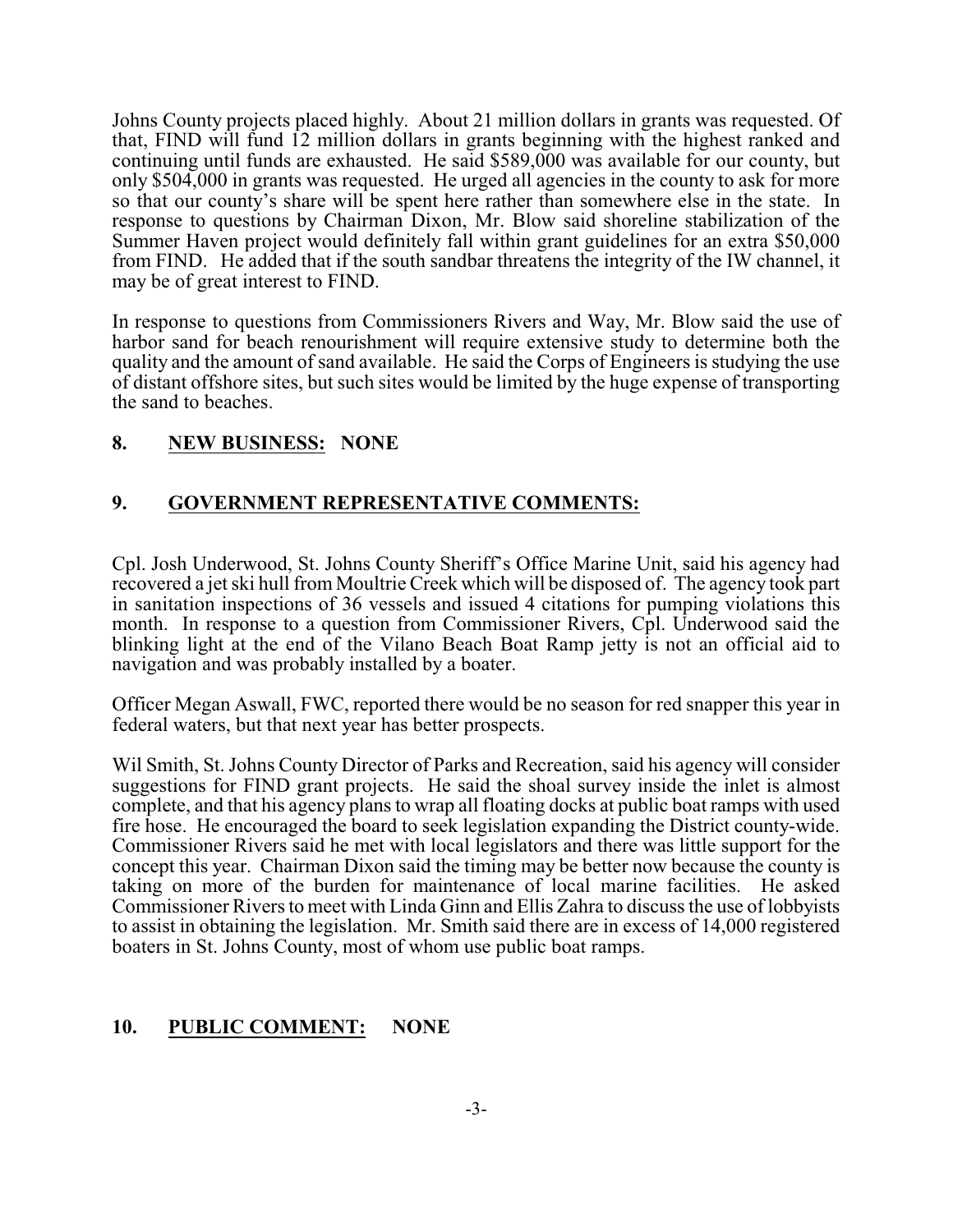Johns County projects placed highly. About 21 million dollars in grants was requested. Of that, FIND will fund 12 million dollars in grants beginning with the highest ranked and continuing until funds are exhausted. He said $589,000 was available for our county, but only $504,000 in grants was requested. He urged all agencies in the county to ask for more so that our county's share will be spent here rather than somewhere else in the state. In response to questions by Chairman Dixon, Mr. Blow said shoreline stabilization of the Summer Haven project would definitely fall within grant guidelines for an extra $50,000 from FIND. He added that if the south sandbar threatens the integrity of the IW channel, it may be of great interest to FIND.

In response to questions from Commissioners Rivers and Way, Mr. Blow said the use of harbor sand for beach renourishment will require extensive study to determine both the quality and the amount of sand available. He said the Corps of Engineers is studying the use of distant offshore sites, but such sites would be limited by the huge expense of transporting the sand to beaches.

## 8. NEW BUSINESS: NONE

## 9. GOVERNMENT REPRESENTATIVE COMMENTS:

Cpl. Josh Underwood, St. Johns County Sheriff's Office Marine Unit, said his agency had recovered a jet ski hull from Moultrie Creek which will be disposed of. The agency took part in sanitation inspections of 36 vessels and issued 4 citations for pumping violations this month. In response to a question from Commissioner Rivers, Cpl. Underwood said the blinking light at the end of the Vilano Beach Boat Ramp jetty is not an official aid to navigation and was probably installed by a boater.

Officer Megan Aswall, FWC, reported there would be no season for red snapper this year in federal waters, but that next year has better prospects.

Wil Smith, St. Johns County Director of Parks and Recreation, said his agency will consider suggestions for FIND grant projects. He said the shoal survey inside the inlet is almost complete, and that his agency plans to wrap all floating docks at public boat ramps with used fire hose. He encouraged the board to seek legislation expanding the District county-wide. Commissioner Rivers said he met with local legislators and there was little support for the concept this year. Chairman Dixon said the timing may be better now because the county is taking on more of the burden for maintenance of local marine facilities. He asked Commissioner Rivers to meet with Linda Ginn and Ellis Zahra to discuss the use of lobbyists to assist in obtaining the legislation. Mr. Smith said there are in excess of 14,000 registered boaters in St. Johns County, most of whom use public boat ramps.

## 10. PUBLIC COMMENT: NONE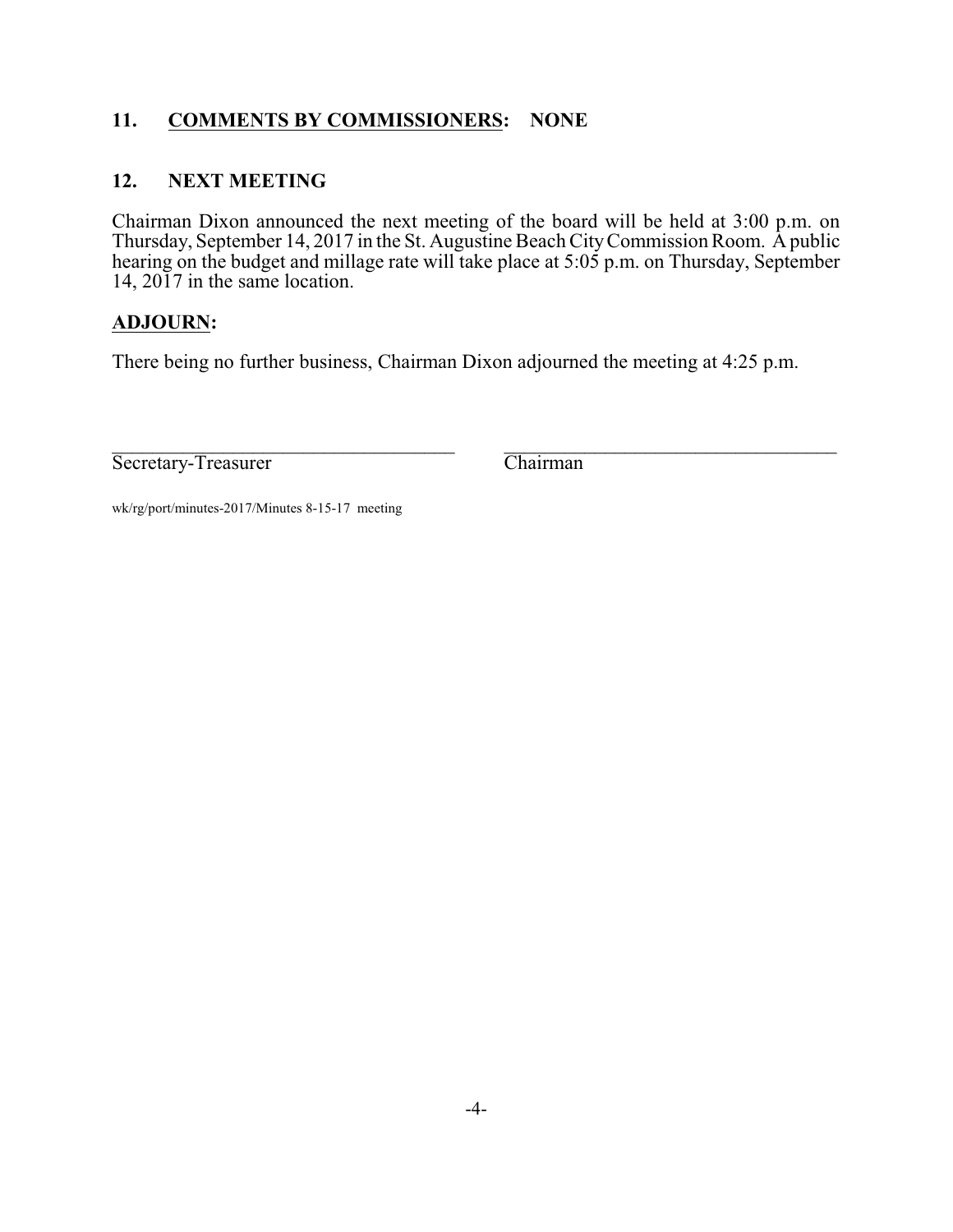## 11. COMMENTS BY COMMISSIONERS: NONE

## 12. NEXT MEETING

Chairman Dixon announced the next meeting of the board will be held at 3:00 p.m. on Thursday, September 14, 2017 in the St. Augustine Beach City Commission Room. A public hearing on the budget and millage rate will take place at 5:05 p.m. on Thursday, September 14, 2017 in the same location.

## ADJOURN:

There being no further business, Chairman Dixon adjourned the meeting at 4:25 p.m.

\_\_\_\_\_\_\_\_\_\_\_\_\_\_\_\_\_\_\_\_\_\_\_\_\_\_\_\_\_\_\_\_\_\_\_\_ \_\_\_\_\_\_\_\_\_\_\_\_\_\_\_\_\_\_\_\_\_\_\_\_\_\_\_\_\_\_\_\_\_\_\_\_

Secretary-Treasurer Chairman

wk/rg/port/minutes-2017/Minutes 8-15-17 meeting